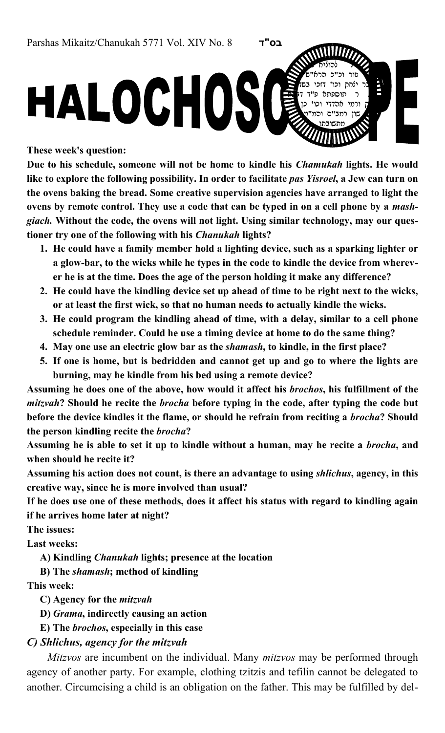Parshas Mikaitz/Chanukah 5771 Vol. XIV No. 8 בס"ד

# HALOCHOSCOPE

**These week's question:**

**Due to his schedule, someone will not be home to kindle his *Chamukah* lights. He would like to explore the following possibility. In order to facilitate *pas Yisroel*, a Jew can turn on the ovens baking the bread. Some creative supervision agencies have arranged to light the ovens by remote control. They use a code that can be typed in on a cell phone by a *mashgiach.* Without the code, the ovens will not light. Using similar technology, may our questioner try one of the following with his *Chanukah* lights?**

1. **He could have a family member hold a lighting device, such as a sparking lighter or a glow-bar, to the wicks while he types in the code to kindle the device from wherever he is at the time. Does the age of the person holding it make any difference?**
2. **He could have the kindling device set up ahead of time to be right next to the wicks, or at least the first wick, so that no human needs to actually kindle the wicks.**
3. **He could program the kindling ahead of time, with a delay, similar to a cell phone schedule reminder. Could he use a timing device at home to do the same thing?**
4. **May one use an electric glow bar as the *shamash*, to kindle, in the first place?**
5. **If one is home, but is bedridden and cannot get up and go to where the lights are burning, may he kindle from his bed using a remote device?**

**Assuming he does one of the above, how would it affect his *brochos*, his fulfillment of the *mitzvah*? Should he recite the *brocha* before typing in the code, after typing the code but before the device kindles it the flame, or should he refrain from reciting a *brocha*? Should the person kindling recite the *brocha*?**

**Assuming he is able to set it up to kindle without a human, may he recite a *brocha*, and when should he recite it?**

**Assuming his action does not count, is there an advantage to using *shlichus*, agency, in this creative way, since he is more involved than usual?**

**If he does use one of these methods, does it affect his status with regard to kindling again if he arrives home later at night?**

**The issues:**

**Last weeks:**

- **A) Kindling *Chanukah* lights; presence at the location**
- **B) The *shamash*; method of kindling**

**This week:**

- **C) Agency for the *mitzvah***
- **D) *Grama*, indirectly causing an action**
- **E) The *brochos*, especially in this case**

### *C) Shlichus, agency for the mitzvah*

*Mitzvos* are incumbent on the individual. Many *mitzvos* may be performed through agency of another party. For example, clothing tzitzis and tefilin cannot be delegated to another. Circumcising a child is an obligation on the father. This may be fulfilled by del-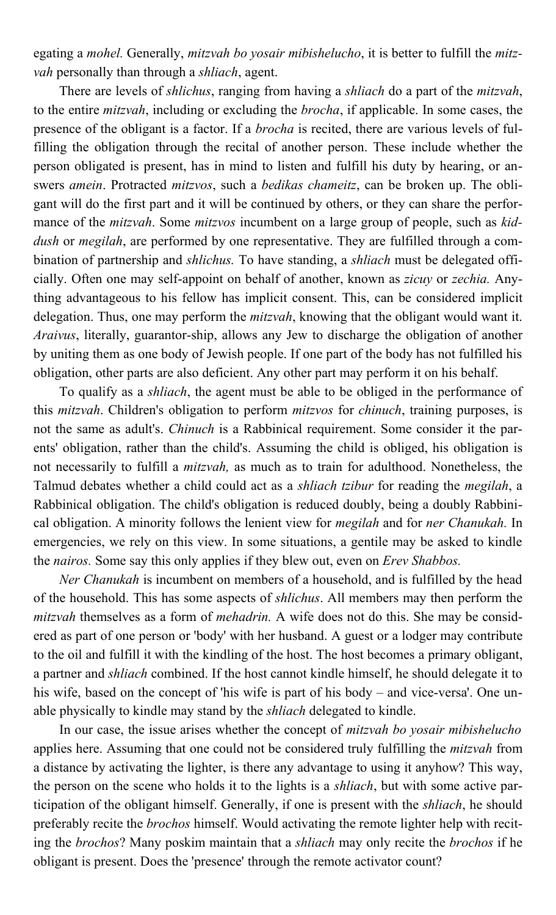egating a *mohel.* Generally, *mitzvah bo yosair mibishelucho*, it is better to fulfill the *mitzvah* personally than through a *shliach*, agent.

There are levels of *shlichus*, ranging from having a *shliach* do a part of the *mitzvah*, to the entire *mitzvah*, including or excluding the *brocha*, if applicable. In some cases, the presence of the obligant is a factor. If a *brocha* is recited, there are various levels of fulfilling the obligation through the recital of another person. These include whether the person obligated is present, has in mind to listen and fulfill his duty by hearing, or answers *amein*. Protracted *mitzvos*, such a *bedikas chameitz*, can be broken up. The obligant will do the first part and it will be continued by others, or they can share the performance of the *mitzvah*. Some *mitzvos* incumbent on a large group of people, such as *kiddush* or *megilah*, are performed by one representative. They are fulfilled through a combination of partnership and *shlichus.* To have standing, a *shliach* must be delegated officially. Often one may self-appoint on behalf of another, known as *zicuy* or *zechia.* Anything advantageous to his fellow has implicit consent. This, can be considered implicit delegation. Thus, one may perform the *mitzvah*, knowing that the obligant would want it. *Araivus*, literally, guarantor-ship, allows any Jew to discharge the obligation of another by uniting them as one body of Jewish people. If one part of the body has not fulfilled his obligation, other parts are also deficient. Any other part may perform it on his behalf.

To qualify as a *shliach*, the agent must be able to be obliged in the performance of this *mitzvah*. Children's obligation to perform *mitzvos* for *chinuch*, training purposes, is not the same as adult's. *Chinuch* is a Rabbinical requirement. Some consider it the parents' obligation, rather than the child's. Assuming the child is obliged, his obligation is not necessarily to fulfill a *mitzvah,* as much as to train for adulthood. Nonetheless, the Talmud debates whether a child could act as a *shliach tzibur* for reading the *megilah*, a Rabbinical obligation. The child's obligation is reduced doubly, being a doubly Rabbinical obligation. A minority follows the lenient view for *megilah* and for *ner Chanukah.* In emergencies, we rely on this view. In some situations, a gentile may be asked to kindle the *nairos.* Some say this only applies if they blew out, even on *Erev Shabbos.*

*Ner Chanukah* is incumbent on members of a household, and is fulfilled by the head of the household. This has some aspects of *shlichus*. All members may then perform the *mitzvah* themselves as a form of *mehadrin.* A wife does not do this. She may be considered as part of one person or 'body' with her husband. A guest or a lodger may contribute to the oil and fulfill it with the kindling of the host. The host becomes a primary obligant, a partner and *shliach* combined. If the host cannot kindle himself, he should delegate it to his wife, based on the concept of 'his wife is part of his body – and vice-versa'. One unable physically to kindle may stand by the *shliach* delegated to kindle.

In our case, the issue arises whether the concept of *mitzvah bo yosair mibishelucho* applies here. Assuming that one could not be considered truly fulfilling the *mitzvah* from a distance by activating the lighter, is there any advantage to using it anyhow? This way, the person on the scene who holds it to the lights is a *shliach*, but with some active participation of the obligant himself. Generally, if one is present with the *shliach*, he should preferably recite the *brochos* himself. Would activating the remote lighter help with reciting the *brochos*? Many poskim maintain that a *shliach* may only recite the *brochos* if he obligant is present. Does the 'presence' through the remote activator count?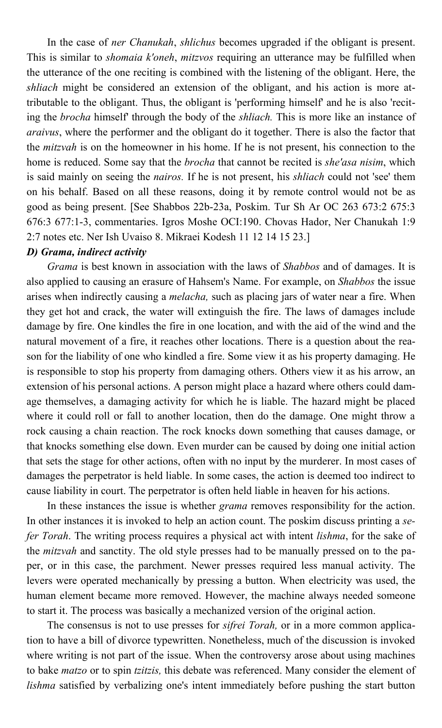In the case of *ner Chanukah*, *shlichus* becomes upgraded if the obligant is present. This is similar to *shomaia k'oneh*, *mitzvos* requiring an utterance may be fulfilled when the utterance of the one reciting is combined with the listening of the obligant. Here, the *shliach* might be considered an extension of the obligant, and his action is more attributable to the obligant. Thus, the obligant is 'performing himself' and he is also 'reciting the *brocha* himself' through the body of the *shliach.* This is more like an instance of *araivus*, where the performer and the obligant do it together. There is also the factor that the *mitzvah* is on the homeowner in his home. If he is not present, his connection to the home is reduced. Some say that the *brocha* that cannot be recited is *she'asa nisim*, which is said mainly on seeing the *nairos.* If he is not present, his *shliach* could not 'see' them on his behalf. Based on all these reasons, doing it by remote control would not be as good as being present. [See Shabbos 22b-23a, Poskim. Tur Sh Ar OC 263 673:2 675:3 676:3 677:1-3, commentaries. Igros Moshe OCI:190. Chovas Hador, Ner Chanukah 1:9 2:7 notes etc. Ner Ish Uvaiso 8. Mikraei Kodesh 11 12 14 15 23.]

### *D) Grama, indirect activity*

*Grama* is best known in association with the laws of *Shabbos* and of damages. It is also applied to causing an erasure of Hahsem's Name. For example, on *Shabbos* the issue arises when indirectly causing a *melacha,* such as placing jars of water near a fire. When they get hot and crack, the water will extinguish the fire. The laws of damages include damage by fire. One kindles the fire in one location, and with the aid of the wind and the natural movement of a fire, it reaches other locations. There is a question about the reason for the liability of one who kindled a fire. Some view it as his property damaging. He is responsible to stop his property from damaging others. Others view it as his arrow, an extension of his personal actions. A person might place a hazard where others could damage themselves, a damaging activity for which he is liable. The hazard might be placed where it could roll or fall to another location, then do the damage. One might throw a rock causing a chain reaction. The rock knocks down something that causes damage, or that knocks something else down. Even murder can be caused by doing one initial action that sets the stage for other actions, often with no input by the murderer. In most cases of damages the perpetrator is held liable. In some cases, the action is deemed too indirect to cause liability in court. The perpetrator is often held liable in heaven for his actions.

In these instances the issue is whether *grama* removes responsibility for the action. In other instances it is invoked to help an action count. The poskim discuss printing a *sefer Torah*. The writing process requires a physical act with intent *lishma*, for the sake of the *mitzvah* and sanctity. The old style presses had to be manually pressed on to the paper, or in this case, the parchment. Newer presses required less manual activity. The levers were operated mechanically by pressing a button. When electricity was used, the human element became more removed. However, the machine always needed someone to start it. The process was basically a mechanized version of the original action.

The consensus is not to use presses for *sifrei Torah,* or in a more common application to have a bill of divorce typewritten. Nonetheless, much of the discussion is invoked where writing is not part of the issue. When the controversy arose about using machines to bake *matzo* or to spin *tzitzis,* this debate was referenced. Many consider the element of *lishma* satisfied by verbalizing one's intent immediately before pushing the start button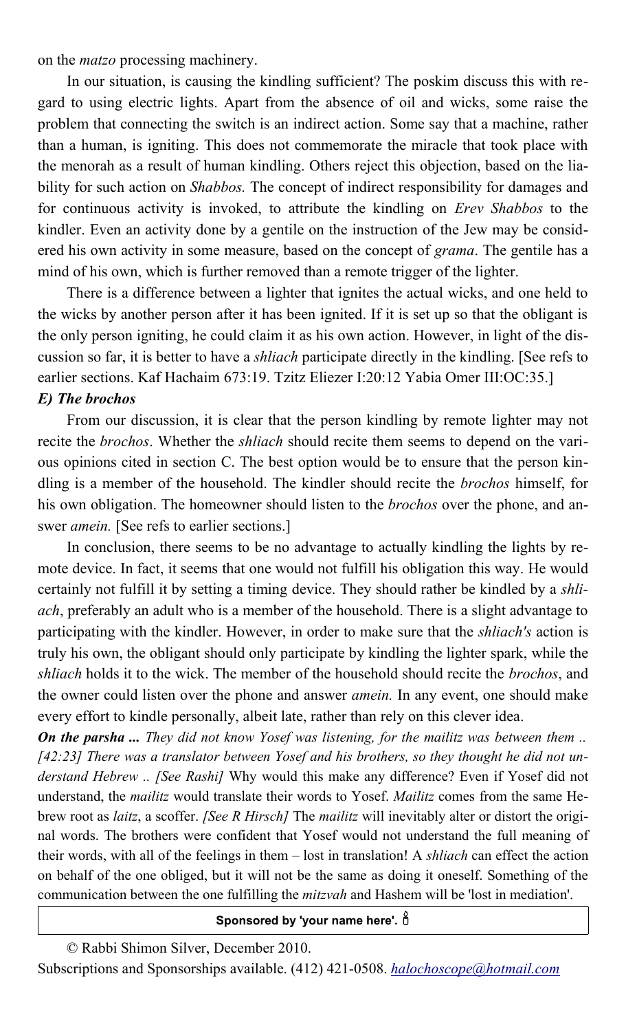on the *matzo* processing machinery.

In our situation, is causing the kindling sufficient? The poskim discuss this with regard to using electric lights. Apart from the absence of oil and wicks, some raise the problem that connecting the switch is an indirect action. Some say that a machine, rather than a human, is igniting. This does not commemorate the miracle that took place with the menorah as a result of human kindling. Others reject this objection, based on the liability for such action on *Shabbos.* The concept of indirect responsibility for damages and for continuous activity is invoked, to attribute the kindling on *Erev Shabbos* to the kindler. Even an activity done by a gentile on the instruction of the Jew may be considered his own activity in some measure, based on the concept of *grama*. The gentile has a mind of his own, which is further removed than a remote trigger of the lighter.

There is a difference between a lighter that ignites the actual wicks, and one held to the wicks by another person after it has been ignited. If it is set up so that the obligant is the only person igniting, he could claim it as his own action. However, in light of the discussion so far, it is better to have a *shliach* participate directly in the kindling. [See refs to earlier sections. Kaf Hachaim 673:19. Tzitz Eliezer I:20:12 Yabia Omer III:OC:35.]

***E) The brochos***

From our discussion, it is clear that the person kindling by remote lighter may not recite the *brochos*. Whether the *shliach* should recite them seems to depend on the various opinions cited in section C. The best option would be to ensure that the person kindling is a member of the household. The kindler should recite the *brochos* himself, for his own obligation. The homeowner should listen to the *brochos* over the phone, and answer *amein.* [See refs to earlier sections.]

In conclusion, there seems to be no advantage to actually kindling the lights by remote device. In fact, it seems that one would not fulfill his obligation this way. He would certainly not fulfill it by setting a timing device. They should rather be kindled by a *shliach*, preferably an adult who is a member of the household. There is a slight advantage to participating with the kindler. However, in order to make sure that the *shliach's* action is truly his own, the obligant should only participate by kindling the lighter spark, while the *shliach* holds it to the wick. The member of the household should recite the *brochos*, and the owner could listen over the phone and answer *amein.* In any event, one should make every effort to kindle personally, albeit late, rather than rely on this clever idea.

***On the parsha ...*** *They did not know Yosef was listening, for the mailitz was between them .. [42:23] There was a translator between Yosef and his brothers, so they thought he did not understand Hebrew .. [See Rashi]* Why would this make any difference? Even if Yosef did not understand, the *mailitz* would translate their words to Yosef. *Mailitz* comes from the same Hebrew root as *laitz*, a scoffer. *[See R Hirsch]* The *mailitz* will inevitably alter or distort the original words. The brothers were confident that Yosef would not understand the full meaning of their words, with all of the feelings in them – lost in translation! A *shliach* can effect the action on behalf of the one obliged, but it will not be the same as doing it oneself. Something of the communication between the one fulfilling the *mitzvah* and Hashem will be 'lost in mediation'.

**Sponsored by 'your name here'.**

© Rabbi Shimon Silver, December 2010.

Subscriptions and Sponsorships available. (412) 421-0508. *halochoscope@hotmail.com*